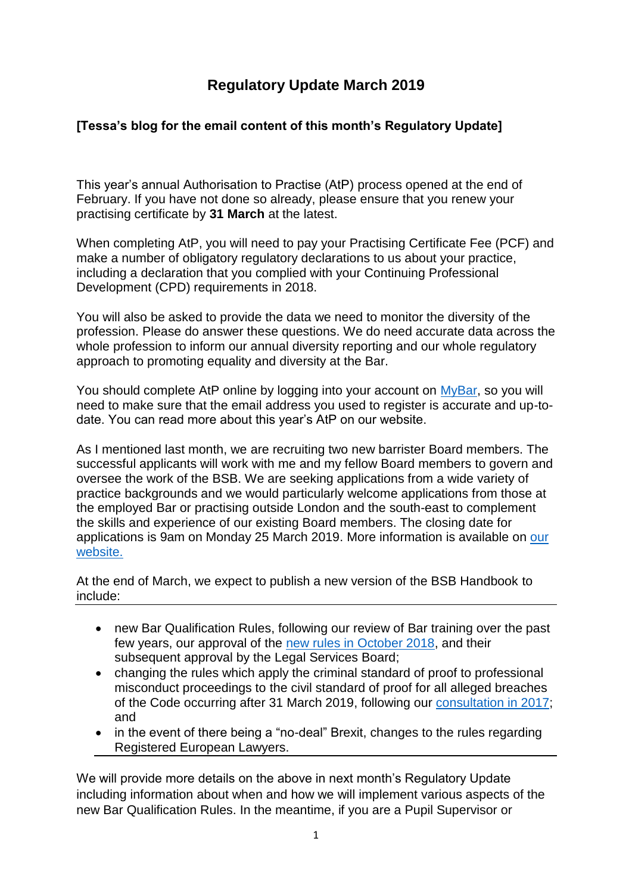# Regulatory Update March 2019

**[Tessa's blog for the email content of this month's Regulatory Update]**

This year's annual Authorisation to Practise (AtP) process opened at the end of February. If you have not done so already, please ensure that you renew your practising certificate by **31 March** at the latest.

When completing AtP, you will need to pay your Practising Certificate Fee (PCF) and make a number of obligatory regulatory declarations to us about your practice, including a declaration that you complied with your Continuing Professional Development (CPD) requirements in 2018.

You will also be asked to provide the data we need to monitor the diversity of the profession. Please do answer these questions. We do need accurate data across the whole profession to inform our annual diversity reporting and our whole regulatory approach to promoting equality and diversity at the Bar.

You should complete AtP online by logging into your account on MyBar, so you will need to make sure that the email address you used to register is accurate and up-to-date. You can read more about this year's AtP on our website.

As I mentioned last month, we are recruiting two new barrister Board members. The successful applicants will work with me and my fellow Board members to govern and oversee the work of the BSB. We are seeking applications from a wide variety of practice backgrounds and we would particularly welcome applications from those at the employed Bar or practising outside London and the south-east to complement the skills and experience of our existing Board members. The closing date for applications is 9am on Monday 25 March 2019. More information is available on our website.

At the end of March, we expect to publish a new version of the BSB Handbook to include:

- new Bar Qualification Rules, following our review of Bar training over the past few years, our approval of the new rules in October 2018, and their subsequent approval by the Legal Services Board;
- changing the rules which apply the criminal standard of proof to professional misconduct proceedings to the civil standard of proof for all alleged breaches of the Code occurring after 31 March 2019, following our consultation in 2017; and
- in the event of there being a "no-deal" Brexit, changes to the rules regarding Registered European Lawyers.

We will provide more details on the above in next month's Regulatory Update including information about when and how we will implement various aspects of the new Bar Qualification Rules. In the meantime, if you are a Pupil Supervisor or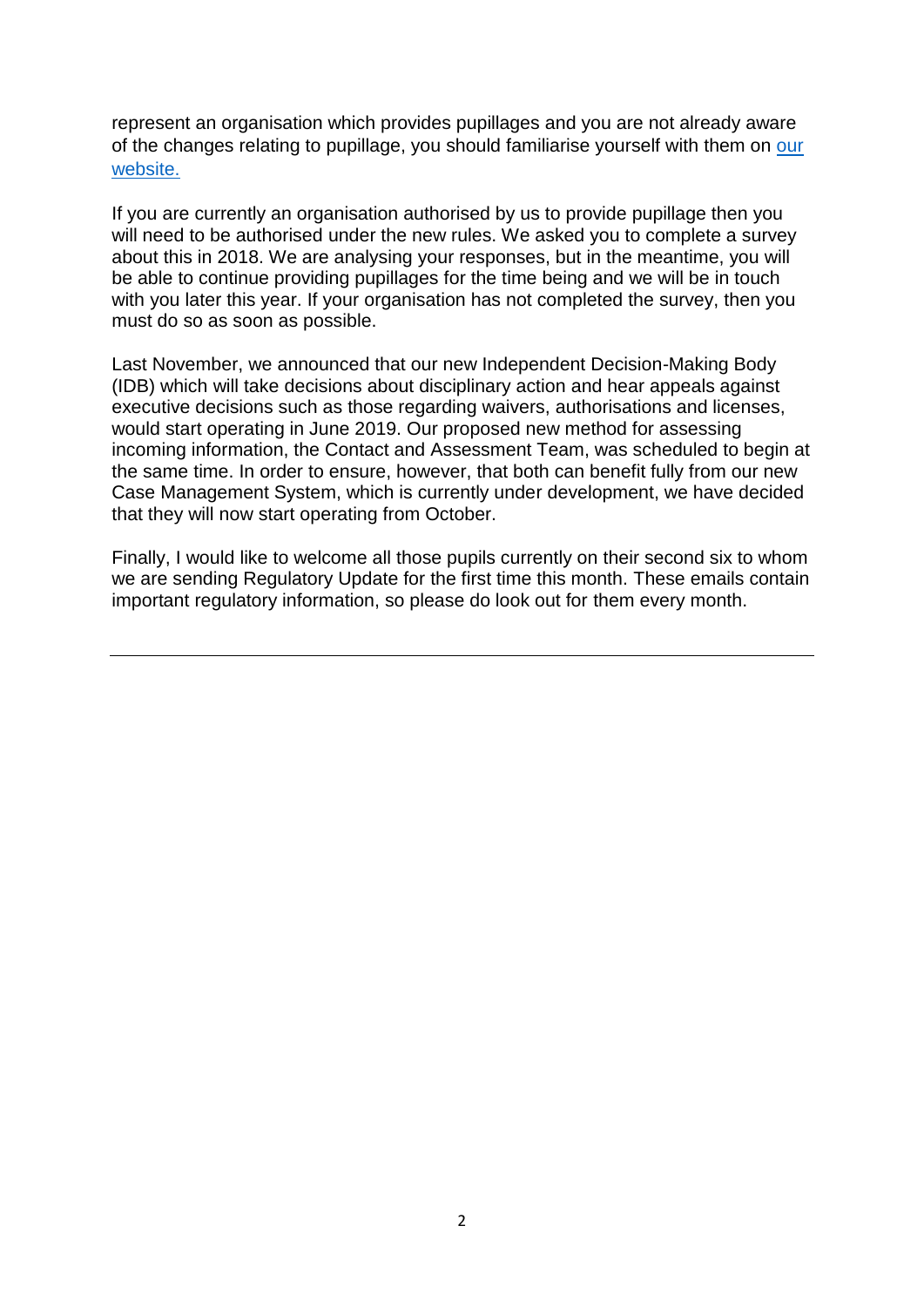represent an organisation which provides pupillages and you are not already aware of the changes relating to pupillage, you should familiarise yourself with them on [our website.]()

If you are currently an organisation authorised by us to provide pupillage then you will need to be authorised under the new rules. We asked you to complete a survey about this in 2018. We are analysing your responses, but in the meantime, you will be able to continue providing pupillages for the time being and we will be in touch with you later this year. If your organisation has not completed the survey, then you must do so as soon as possible.

Last November, we announced that our new Independent Decision-Making Body (IDB) which will take decisions about disciplinary action and hear appeals against executive decisions such as those regarding waivers, authorisations and licenses, would start operating in June 2019. Our proposed new method for assessing incoming information, the Contact and Assessment Team, was scheduled to begin at the same time. In order to ensure, however, that both can benefit fully from our new Case Management System, which is currently under development, we have decided that they will now start operating from October.

Finally, I would like to welcome all those pupils currently on their second six to whom we are sending Regulatory Update for the first time this month. These emails contain important regulatory information, so please do look out for them every month.

---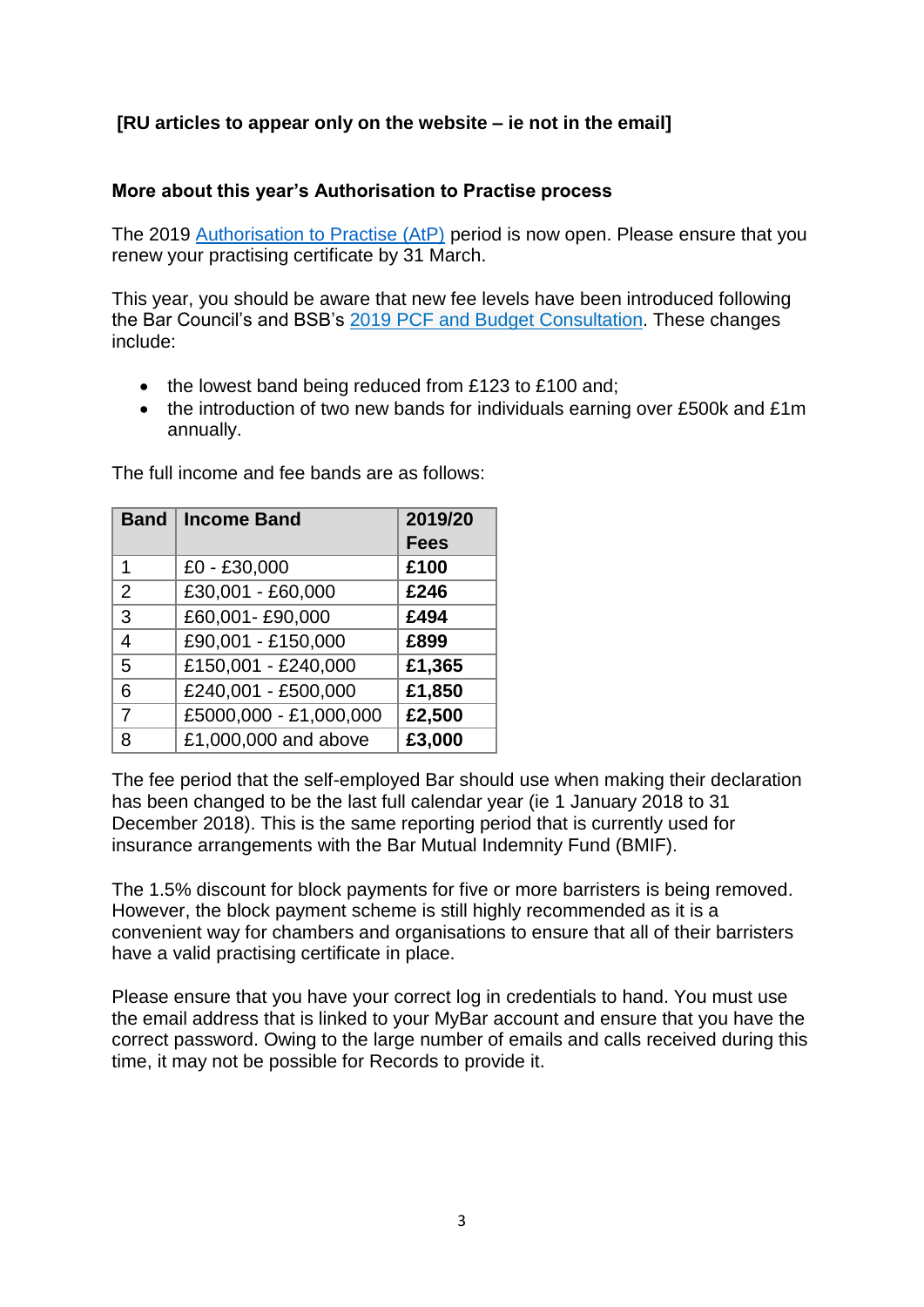**[RU articles to appear only on the website – ie not in the email]**

### More about this year's Authorisation to Practise process

The 2019 Authorisation to Practise (AtP) period is now open. Please ensure that you renew your practising certificate by 31 March.

This year, you should be aware that new fee levels have been introduced following the Bar Council's and BSB's 2019 PCF and Budget Consultation. These changes include:

- the lowest band being reduced from £123 to £100 and;
- the introduction of two new bands for individuals earning over £500k and £1m annually.

The full income and fee bands are as follows:

| Band | Income Band | 2019/20 Fees |
|---|---|---|
| 1 | £0 - £30,000 | **£100** |
| 2 | £30,001 - £60,000 | **£246** |
| 3 | £60,001- £90,000 | **£494** |
| 4 | £90,001 - £150,000 | **£899** |
| 5 | £150,001 - £240,000 | **£1,365** |
| 6 | £240,001 - £500,000 | **£1,850** |
| 7 | £5000,000 - £1,000,000 | **£2,500** |
| 8 | £1,000,000 and above | **£3,000** |

The fee period that the self-employed Bar should use when making their declaration has been changed to be the last full calendar year (ie 1 January 2018 to 31 December 2018). This is the same reporting period that is currently used for insurance arrangements with the Bar Mutual Indemnity Fund (BMIF).

The 1.5% discount for block payments for five or more barristers is being removed. However, the block payment scheme is still highly recommended as it is a convenient way for chambers and organisations to ensure that all of their barristers have a valid practising certificate in place.

Please ensure that you have your correct log in credentials to hand. You must use the email address that is linked to your MyBar account and ensure that you have the correct password. Owing to the large number of emails and calls received during this time, it may not be possible for Records to provide it.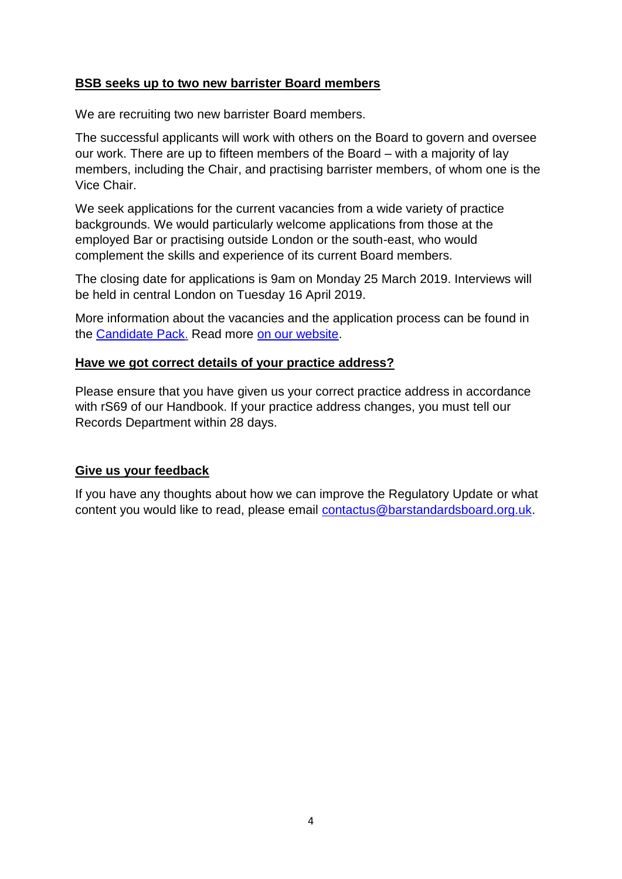## BSB seeks up to two new barrister Board members

We are recruiting two new barrister Board members.

The successful applicants will work with others on the Board to govern and oversee our work. There are up to fifteen members of the Board – with a majority of lay members, including the Chair, and practising barrister members, of whom one is the Vice Chair.

We seek applications for the current vacancies from a wide variety of practice backgrounds. We would particularly welcome applications from those at the employed Bar or practising outside London or the south-east, who would complement the skills and experience of its current Board members.

The closing date for applications is 9am on Monday 25 March 2019. Interviews will be held in central London on Tuesday 16 April 2019.

More information about the vacancies and the application process can be found in the Candidate Pack. Read more on our website.

## Have we got correct details of your practice address?

Please ensure that you have given us your correct practice address in accordance with rS69 of our Handbook. If your practice address changes, you must tell our Records Department within 28 days.

## Give us your feedback

If you have any thoughts about how we can improve the Regulatory Update or what content you would like to read, please email contactus@barstandardsboard.org.uk.